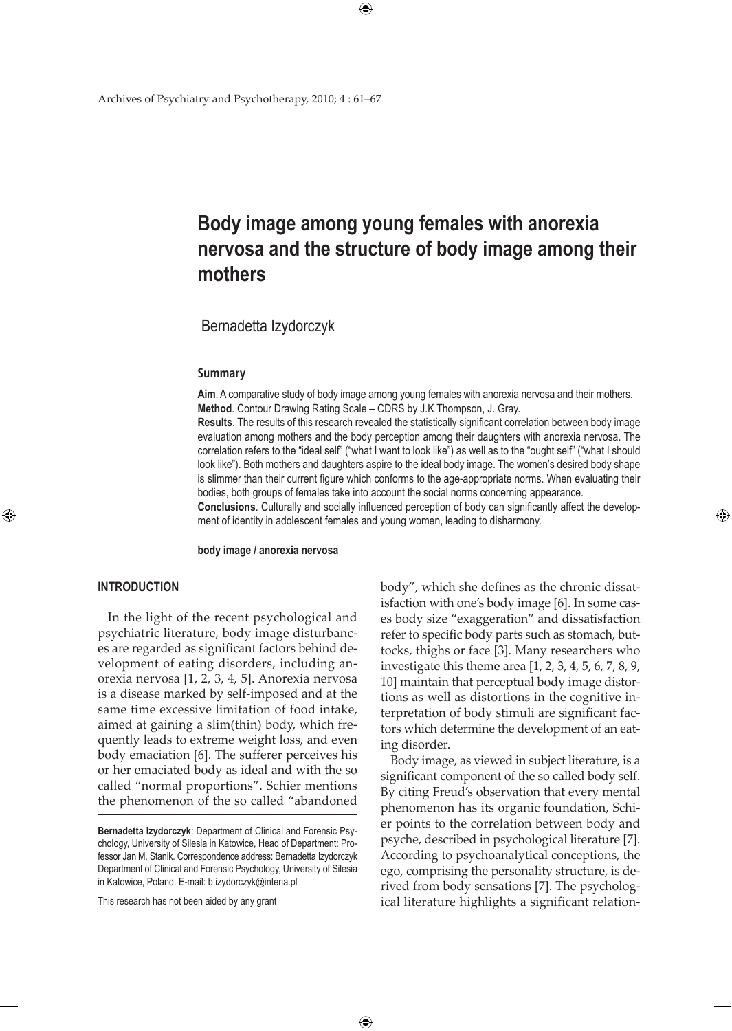# Body image among young females with anorexia nervosa and the structure of body image among their mothers

Bernadetta Izydorczyk

## Summary

**Aim**. A comparative study of body image among young females with anorexia nervosa and their mothers.
**Method**. Contour Drawing Rating Scale – CDRS by J.K Thompson, J. Gray.
**Results**. The results of this research revealed the statistically significant correlation between body image evaluation among mothers and the body perception among their daughters with anorexia nervosa. The correlation refers to the "ideal self" ("what I want to look like") as well as to the "ought self" ("what I should look like"). Both mothers and daughters aspire to the ideal body image. The women's desired body shape is slimmer than their current figure which conforms to the age-appropriate norms. When evaluating their bodies, both groups of females take into account the social norms concerning appearance.
**Conclusions**. Culturally and socially influenced perception of body can significantly affect the development of identity in adolescent females and young women, leading to disharmony.

**body image / anorexia nervosa**

## INTRODUCTION

In the light of the recent psychological and psychiatric literature, body image disturbances are regarded as significant factors behind development of eating disorders, including anorexia nervosa [1, 2, 3, 4, 5]. Anorexia nervosa is a disease marked by self-imposed and at the same time excessive limitation of food intake, aimed at gaining a slim(thin) body, which frequently leads to extreme weight loss, and even body emaciation [6]. The sufferer perceives his or her emaciated body as ideal and with the so called "normal proportions". Schier mentions the phenomenon of the so called "abandoned body", which she defines as the chronic dissatisfaction with one's body image [6]. In some cases body size "exaggeration" and dissatisfaction refer to specific body parts such as stomach, buttocks, thighs or face [3]. Many researchers who investigate this theme area [1, 2, 3, 4, 5, 6, 7, 8, 9, 10] maintain that perceptual body image distortions as well as distortions in the cognitive interpretation of body stimuli are significant factors which determine the development of an eating disorder.

Body image, as viewed in subject literature, is a significant component of the so called body self. By citing Freud's observation that every mental phenomenon has its organic foundation, Schier points to the correlation between body and psyche, described in psychological literature [7]. According to psychoanalytical conceptions, the ego, comprising the personality structure, is derived from body sensations [7]. The psychological literature highlights a significant relation-

**Bernadetta Izydorczyk**: Department of Clinical and Forensic Psychology, University of Silesia in Katowice, Head of Department: Professor Jan M. Stanik. Correspondence address: Bernadetta Izydorczyk Department of Clinical and Forensic Psychology, University of Silesia in Katowice, Poland. E-mail: b.izydorczyk@interia.pl

This research has not been aided by any grant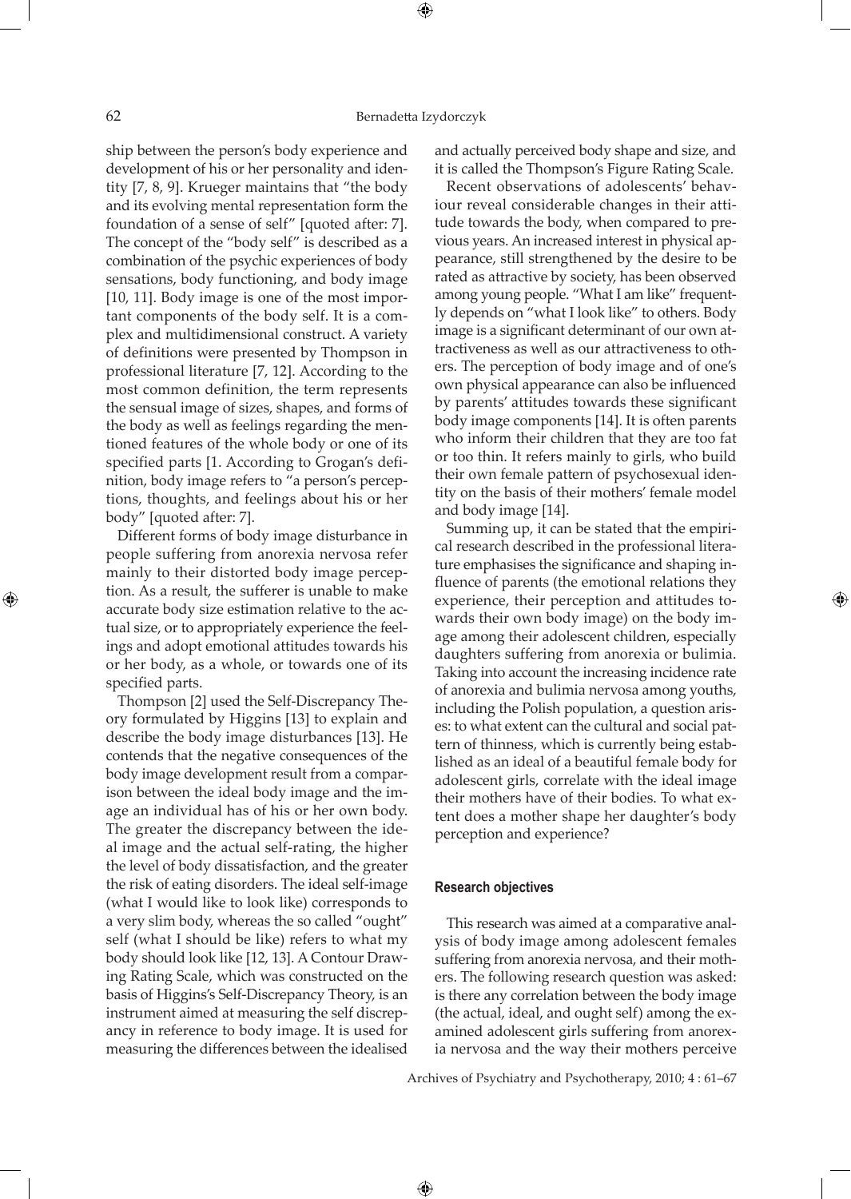ship between the person's body experience and development of his or her personality and identity [7, 8, 9]. Krueger maintains that "the body and its evolving mental representation form the foundation of a sense of self" [quoted after: 7]. The concept of the "body self" is described as a combination of the psychic experiences of body sensations, body functioning, and body image [10, 11]. Body image is one of the most important components of the body self. It is a complex and multidimensional construct. A variety of definitions were presented by Thompson in professional literature [7, 12]. According to the most common definition, the term represents the sensual image of sizes, shapes, and forms of the body as well as feelings regarding the mentioned features of the whole body or one of its specified parts [1. According to Grogan's definition, body image refers to "a person's perceptions, thoughts, and feelings about his or her body" [quoted after: 7].

Different forms of body image disturbance in people suffering from anorexia nervosa refer mainly to their distorted body image perception. As a result, the sufferer is unable to make accurate body size estimation relative to the actual size, or to appropriately experience the feelings and adopt emotional attitudes towards his or her body, as a whole, or towards one of its specified parts.

Thompson [2] used the Self-Discrepancy Theory formulated by Higgins [13] to explain and describe the body image disturbances [13]. He contends that the negative consequences of the body image development result from a comparison between the ideal body image and the image an individual has of his or her own body. The greater the discrepancy between the ideal image and the actual self-rating, the higher the level of body dissatisfaction, and the greater the risk of eating disorders. The ideal self-image (what I would like to look like) corresponds to a very slim body, whereas the so called "ought" self (what I should be like) refers to what my body should look like [12, 13]. A Contour Drawing Rating Scale, which was constructed on the basis of Higgins's Self-Discrepancy Theory, is an instrument aimed at measuring the self discrepancy in reference to body image. It is used for measuring the differences between the idealised and actually perceived body shape and size, and it is called the Thompson's Figure Rating Scale.

Recent observations of adolescents' behaviour reveal considerable changes in their attitude towards the body, when compared to previous years. An increased interest in physical appearance, still strengthened by the desire to be rated as attractive by society, has been observed among young people. "What I am like" frequently depends on "what I look like" to others. Body image is a significant determinant of our own attractiveness as well as our attractiveness to others. The perception of body image and of one's own physical appearance can also be influenced by parents' attitudes towards these significant body image components [14]. It is often parents who inform their children that they are too fat or too thin. It refers mainly to girls, who build their own female pattern of psychosexual identity on the basis of their mothers' female model and body image [14].

Summing up, it can be stated that the empirical research described in the professional literature emphasises the significance and shaping influence of parents (the emotional relations they experience, their perception and attitudes towards their own body image) on the body image among their adolescent children, especially daughters suffering from anorexia or bulimia. Taking into account the increasing incidence rate of anorexia and bulimia nervosa among youths, including the Polish population, a question arises: to what extent can the cultural and social pattern of thinness, which is currently being established as an ideal of a beautiful female body for adolescent girls, correlate with the ideal image their mothers have of their bodies. To what extent does a mother shape her daughter's body perception and experience?

#### Research objectives

This research was aimed at a comparative analysis of body image among adolescent females suffering from anorexia nervosa, and their mothers. The following research question was asked: is there any correlation between the body image (the actual, ideal, and ought self) among the examined adolescent girls suffering from anorexia nervosa and the way their mothers perceive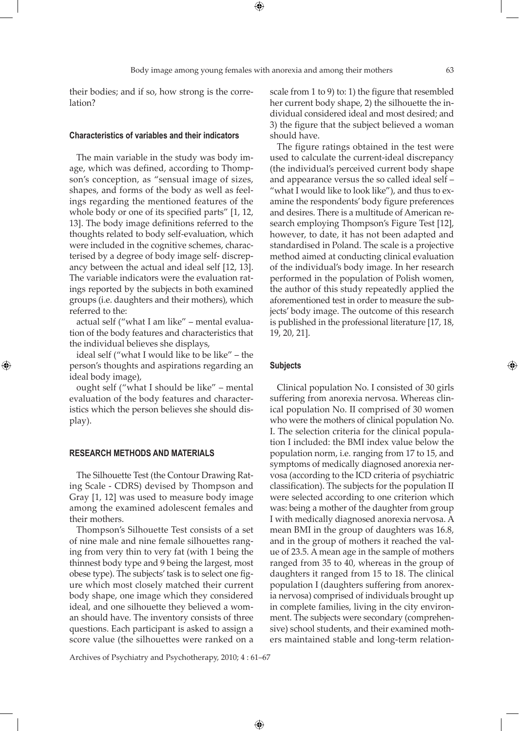their bodies; and if so, how strong is the correlation?

### Characteristics of variables and their indicators

The main variable in the study was body image, which was defined, according to Thompson's conception, as "sensual image of sizes, shapes, and forms of the body as well as feelings regarding the mentioned features of the whole body or one of its specified parts" [1, 12, 13]. The body image definitions referred to the thoughts related to body self-evaluation, which were included in the cognitive schemes, characterised by a degree of body image self- discrepancy between the actual and ideal self [12, 13]. The variable indicators were the evaluation ratings reported by the subjects in both examined groups (i.e. daughters and their mothers), which referred to the:

actual self ("what I am like" – mental evaluation of the body features and characteristics that the individual believes she displays,

ideal self ("what I would like to be like" – the person's thoughts and aspirations regarding an ideal body image),

ought self ("what I should be like" – mental evaluation of the body features and characteristics which the person believes she should display).

## RESEARCH METHODS AND MATERIALS

The Silhouette Test (the Contour Drawing Rating Scale - CDRS) devised by Thompson and Gray [1, 12] was used to measure body image among the examined adolescent females and their mothers.

Thompson's Silhouette Test consists of a set of nine male and nine female silhouettes ranging from very thin to very fat (with 1 being the thinnest body type and 9 being the largest, most obese type). The subjects' task is to select one figure which most closely matched their current body shape, one image which they considered ideal, and one silhouette they believed a woman should have. The inventory consists of three questions. Each participant is asked to assign a score value (the silhouettes were ranked on a scale from 1 to 9) to: 1) the figure that resembled her current body shape, 2) the silhouette the individual considered ideal and most desired; and 3) the figure that the subject believed a woman should have.

The figure ratings obtained in the test were used to calculate the current-ideal discrepancy (the individual's perceived current body shape and appearance versus the so called ideal self – "what I would like to look like"), and thus to examine the respondents' body figure preferences and desires. There is a multitude of American research employing Thompson's Figure Test [12], however, to date, it has not been adapted and standardised in Poland. The scale is a projective method aimed at conducting clinical evaluation of the individual's body image. In her research performed in the population of Polish women, the author of this study repeatedly applied the aforementioned test in order to measure the subjects' body image. The outcome of this research is published in the professional literature [17, 18, 19, 20, 21].

### Subjects

Clinical population No. I consisted of 30 girls suffering from anorexia nervosa. Whereas clinical population No. II comprised of 30 women who were the mothers of clinical population No. I. The selection criteria for the clinical population I included: the BMI index value below the population norm, i.e. ranging from 17 to 15, and symptoms of medically diagnosed anorexia nervosa (according to the ICD criteria of psychiatric classification). The subjects for the population II were selected according to one criterion which was: being a mother of the daughter from group I with medically diagnosed anorexia nervosa. A mean BMI in the group of daughters was 16.8, and in the group of mothers it reached the value of 23.5. A mean age in the sample of mothers ranged from 35 to 40, whereas in the group of daughters it ranged from 15 to 18. The clinical population I (daughters suffering from anorexia nervosa) comprised of individuals brought up in complete families, living in the city environment. The subjects were secondary (comprehensive) school students, and their examined mothers maintained stable and long-term relation-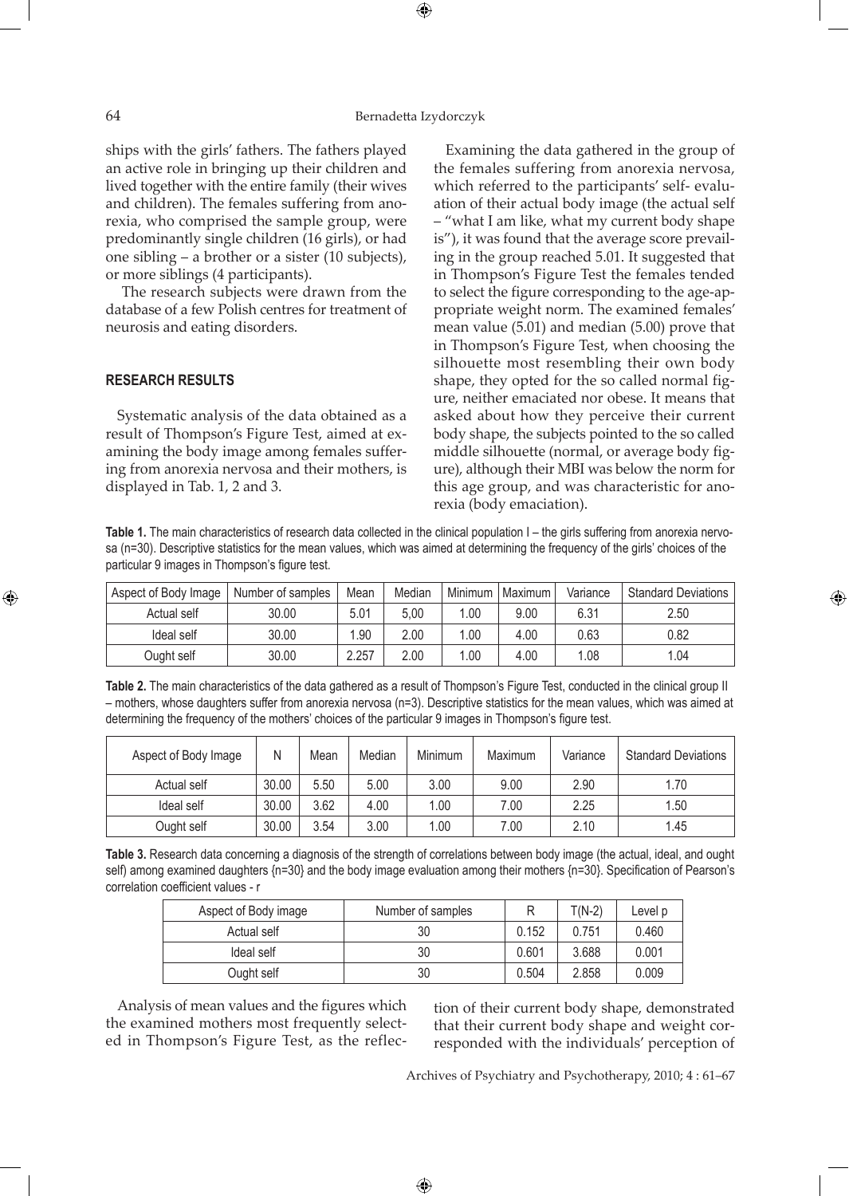ships with the girls' fathers. The fathers played an active role in bringing up their children and lived together with the entire family (their wives and children). The females suffering from anorexia, who comprised the sample group, were predominantly single children (16 girls), or had one sibling – a brother or a sister (10 subjects), or more siblings (4 participants).

The research subjects were drawn from the database of a few Polish centres for treatment of neurosis and eating disorders.

## RESEARCH RESULTS

Systematic analysis of the data obtained as a result of Thompson's Figure Test, aimed at examining the body image among females suffering from anorexia nervosa and their mothers, is displayed in Tab. 1, 2 and 3.

Examining the data gathered in the group of the females suffering from anorexia nervosa, which referred to the participants' self- evaluation of their actual body image (the actual self – "what I am like, what my current body shape is"), it was found that the average score prevailing in the group reached 5.01. It suggested that in Thompson's Figure Test the females tended to select the figure corresponding to the age-appropriate weight norm. The examined females' mean value (5.01) and median (5.00) prove that in Thompson's Figure Test, when choosing the silhouette most resembling their own body shape, they opted for the so called normal figure, neither emaciated nor obese. It means that asked about how they perceive their current body shape, the subjects pointed to the so called middle silhouette (normal, or average body figure), although their MBI was below the norm for this age group, and was characteristic for anorexia (body emaciation).

**Table 1.** The main characteristics of research data collected in the clinical population I – the girls suffering from anorexia nervosa (n=30). Descriptive statistics for the mean values, which was aimed at determining the frequency of the girls' choices of the particular 9 images in Thompson's figure test.

| Aspect of Body Image | Number of samples | Mean | Median | Minimum | Maximum | Variance | Standard Deviations |
|---|---|---|---|---|---|---|---|
| Actual self | 30.00 | 5.01 | 5,00 | 1.00 | 9.00 | 6.31 | 2.50 |
| Ideal self | 30.00 | 1.90 | 2.00 | 1.00 | 4.00 | 0.63 | 0.82 |
| Ought self | 30.00 | 2.257 | 2.00 | 1.00 | 4.00 | 1.08 | 1.04 |

**Table 2.** The main characteristics of the data gathered as a result of Thompson's Figure Test, conducted in the clinical group II – mothers, whose daughters suffer from anorexia nervosa (n=3). Descriptive statistics for the mean values, which was aimed at determining the frequency of the mothers' choices of the particular 9 images in Thompson's figure test.

| Aspect of Body Image | N | Mean | Median | Minimum | Maximum | Variance | Standard Deviations |
|---|---|---|---|---|---|---|---|
| Actual self | 30.00 | 5.50 | 5.00 | 3.00 | 9.00 | 2.90 | 1.70 |
| Ideal self | 30.00 | 3.62 | 4.00 | 1.00 | 7.00 | 2.25 | 1.50 |
| Ought self | 30.00 | 3.54 | 3.00 | 1.00 | 7.00 | 2.10 | 1.45 |

**Table 3.** Research data concerning a diagnosis of the strength of correlations between body image (the actual, ideal, and ought self) among examined daughters {n=30} and the body image evaluation among their mothers {n=30}. Specification of Pearson's correlation coefficient values - r

| Aspect of Body image | Number of samples | R | T(N-2) | Level p |
|---|---|---|---|---|
| Actual self | 30 | 0.152 | 0.751 | 0.460 |
| Ideal self | 30 | 0.601 | 3.688 | 0.001 |
| Ought self | 30 | 0.504 | 2.858 | 0.009 |

Analysis of mean values and the figures which the examined mothers most frequently selected in Thompson's Figure Test, as the reflection of their current body shape, demonstrated that their current body shape and weight corresponded with the individuals' perception of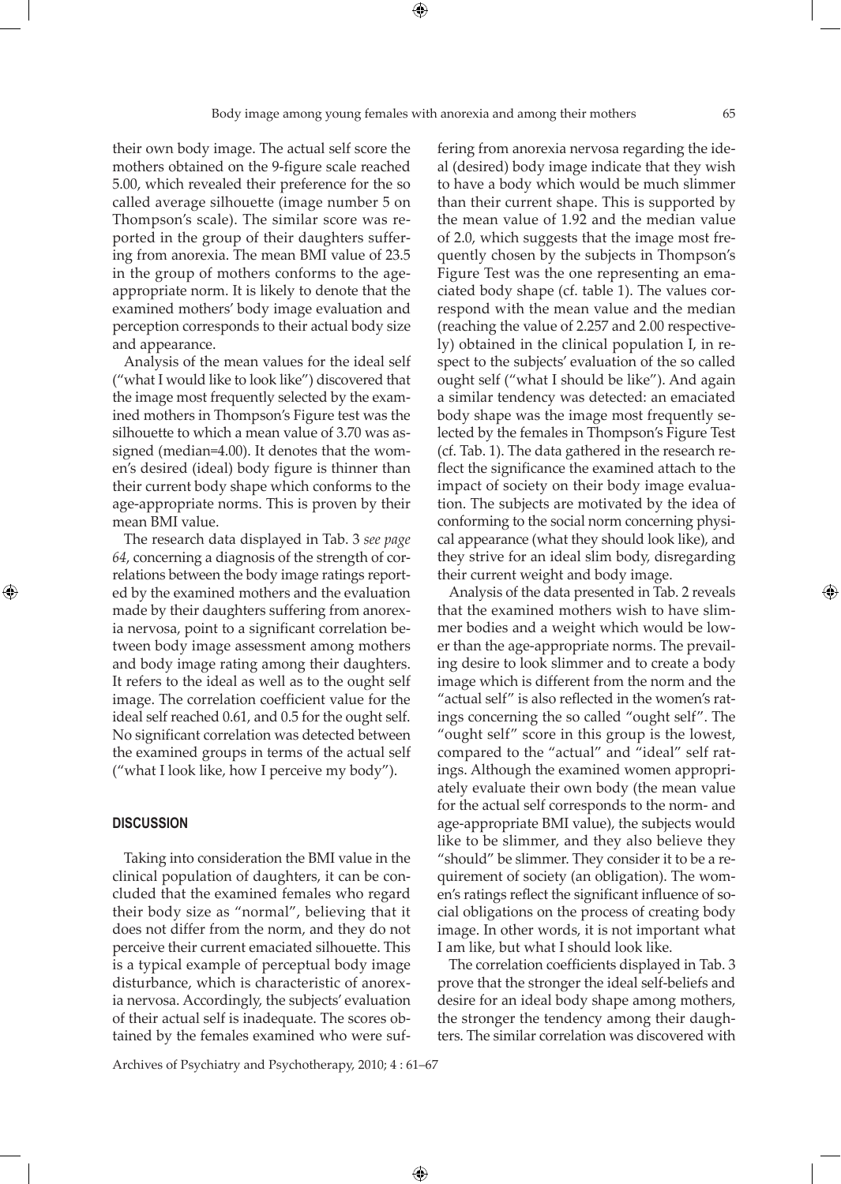their own body image. The actual self score the mothers obtained on the 9-figure scale reached 5.00, which revealed their preference for the so called average silhouette (image number 5 on Thompson's scale). The similar score was reported in the group of their daughters suffering from anorexia. The mean BMI value of 23.5 in the group of mothers conforms to the age-appropriate norm. It is likely to denote that the examined mothers' body image evaluation and perception corresponds to their actual body size and appearance.

Analysis of the mean values for the ideal self ("what I would like to look like") discovered that the image most frequently selected by the examined mothers in Thompson's Figure test was the silhouette to which a mean value of 3.70 was assigned (median=4.00). It denotes that the women's desired (ideal) body figure is thinner than their current body shape which conforms to the age-appropriate norms. This is proven by their mean BMI value.

The research data displayed in Tab. 3 *see page 64*, concerning a diagnosis of the strength of correlations between the body image ratings reported by the examined mothers and the evaluation made by their daughters suffering from anorexia nervosa, point to a significant correlation between body image assessment among mothers and body image rating among their daughters. It refers to the ideal as well as to the ought self image. The correlation coefficient value for the ideal self reached 0.61, and 0.5 for the ought self. No significant correlation was detected between the examined groups in terms of the actual self ("what I look like, how I perceive my body").

## DISCUSSION

Taking into consideration the BMI value in the clinical population of daughters, it can be concluded that the examined females who regard their body size as "normal", believing that it does not differ from the norm, and they do not perceive their current emaciated silhouette. This is a typical example of perceptual body image disturbance, which is characteristic of anorexia nervosa. Accordingly, the subjects' evaluation of their actual self is inadequate. The scores obtained by the females examined who were suffering from anorexia nervosa regarding the ideal (desired) body image indicate that they wish to have a body which would be much slimmer than their current shape. This is supported by the mean value of 1.92 and the median value of 2.0, which suggests that the image most frequently chosen by the subjects in Thompson's Figure Test was the one representing an emaciated body shape (cf. table 1). The values correspond with the mean value and the median (reaching the value of 2.257 and 2.00 respectively) obtained in the clinical population I, in respect to the subjects' evaluation of the so called ought self ("what I should be like"). And again a similar tendency was detected: an emaciated body shape was the image most frequently selected by the females in Thompson's Figure Test (cf. Tab. 1). The data gathered in the research reflect the significance the examined attach to the impact of society on their body image evaluation. The subjects are motivated by the idea of conforming to the social norm concerning physical appearance (what they should look like), and they strive for an ideal slim body, disregarding their current weight and body image.

Analysis of the data presented in Tab. 2 reveals that the examined mothers wish to have slimmer bodies and a weight which would be lower than the age-appropriate norms. The prevailing desire to look slimmer and to create a body image which is different from the norm and the "actual self" is also reflected in the women's ratings concerning the so called "ought self". The "ought self" score in this group is the lowest, compared to the "actual" and "ideal" self ratings. Although the examined women appropriately evaluate their own body (the mean value for the actual self corresponds to the norm- and age-appropriate BMI value), the subjects would like to be slimmer, and they also believe they "should" be slimmer. They consider it to be a requirement of society (an obligation). The women's ratings reflect the significant influence of social obligations on the process of creating body image. In other words, it is not important what I am like, but what I should look like.

The correlation coefficients displayed in Tab. 3 prove that the stronger the ideal self-beliefs and desire for an ideal body shape among mothers, the stronger the tendency among their daughters. The similar correlation was discovered with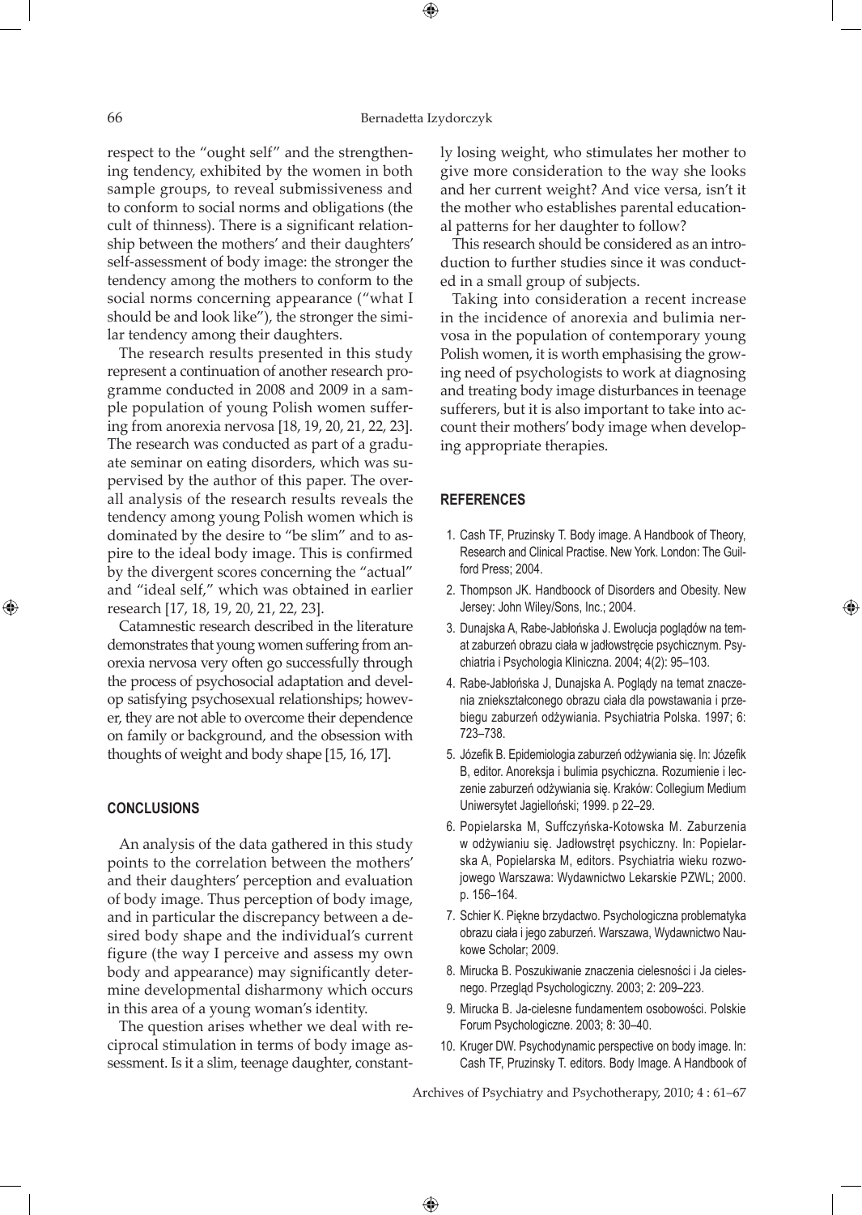respect to the "ought self" and the strengthening tendency, exhibited by the women in both sample groups, to reveal submissiveness and to conform to social norms and obligations (the cult of thinness). There is a significant relationship between the mothers' and their daughters' self-assessment of body image: the stronger the tendency among the mothers to conform to the social norms concerning appearance ("what I should be and look like"), the stronger the similar tendency among their daughters.

The research results presented in this study represent a continuation of another research programme conducted in 2008 and 2009 in a sample population of young Polish women suffering from anorexia nervosa [18, 19, 20, 21, 22, 23]. The research was conducted as part of a graduate seminar on eating disorders, which was supervised by the author of this paper. The overall analysis of the research results reveals the tendency among young Polish women which is dominated by the desire to "be slim" and to aspire to the ideal body image. This is confirmed by the divergent scores concerning the "actual" and "ideal self," which was obtained in earlier research [17, 18, 19, 20, 21, 22, 23].

Catamnestic research described in the literature demonstrates that young women suffering from anorexia nervosa very often go successfully through the process of psychosocial adaptation and develop satisfying psychosexual relationships; however, they are not able to overcome their dependence on family or background, and the obsession with thoughts of weight and body shape [15, 16, 17].

## CONCLUSIONS

An analysis of the data gathered in this study points to the correlation between the mothers' and their daughters' perception and evaluation of body image. Thus perception of body image, and in particular the discrepancy between a desired body shape and the individual's current figure (the way I perceive and assess my own body and appearance) may significantly determine developmental disharmony which occurs in this area of a young woman's identity.

The question arises whether we deal with reciprocal stimulation in terms of body image assessment. Is it a slim, teenage daughter, constantly losing weight, who stimulates her mother to give more consideration to the way she looks and her current weight? And vice versa, isn't it the mother who establishes parental educational patterns for her daughter to follow?

This research should be considered as an introduction to further studies since it was conducted in a small group of subjects.

Taking into consideration a recent increase in the incidence of anorexia and bulimia nervosa in the population of contemporary young Polish women, it is worth emphasising the growing need of psychologists to work at diagnosing and treating body image disturbances in teenage sufferers, but it is also important to take into account their mothers' body image when developing appropriate therapies.

## REFERENCES

1. Cash TF, Pruzinsky T. Body image. A Handbook of Theory, Research and Clinical Practise. New York. London: The Guilford Press; 2004.
2. Thompson JK. Handboock of Disorders and Obesity. New Jersey: John Wiley/Sons, Inc.; 2004.
3. Dunajska A, Rabe-Jabłońska J. Ewolucja poglądów na temat zaburzeń obrazu ciała w jadłowstręcie psychicznym. Psychiatria i Psychologia Kliniczna. 2004; 4(2): 95–103.
4. Rabe-Jabłońska J, Dunajska A. Poglądy na temat znaczenia zniekształconego obrazu ciała dla powstawania i przebiegu zaburzeń odżywiania. Psychiatria Polska. 1997; 6: 723–738.
5. Józefik B. Epidemiologia zaburzeń odżywiania się. In: Józefik B, editor. Anoreksja i bulimia psychiczna. Rozumienie i leczenie zaburzeń odżywiania się. Kraków: Collegium Medium Uniwersytet Jagielloński; 1999. p 22–29.
6. Popielarska M, Suffczyńska-Kotowska M. Zaburzenia w odżywianiu się. Jadłowstręt psychiczny. In: Popielarska A, Popielarska M, editors. Psychiatria wieku rozwojowego Warszawa: Wydawnictwo Lekarskie PZWL; 2000. p. 156–164.
7. Schier K. Piękne brzydactwo. Psychologiczna problematyka obrazu ciała i jego zaburzeń. Warszawa, Wydawnictwo Naukowe Scholar; 2009.
8. Mirucka B. Poszukiwanie znaczenia cielesności i Ja cielesnego. Przegląd Psychologiczny. 2003; 2: 209–223.
9. Mirucka B. Ja-cielesne fundamentem osobowości. Polskie Forum Psychologiczne. 2003; 8: 30–40.
10. Kruger DW. Psychodynamic perspective on body image. In: Cash TF, Pruzinsky T. editors. Body Image. A Handbook of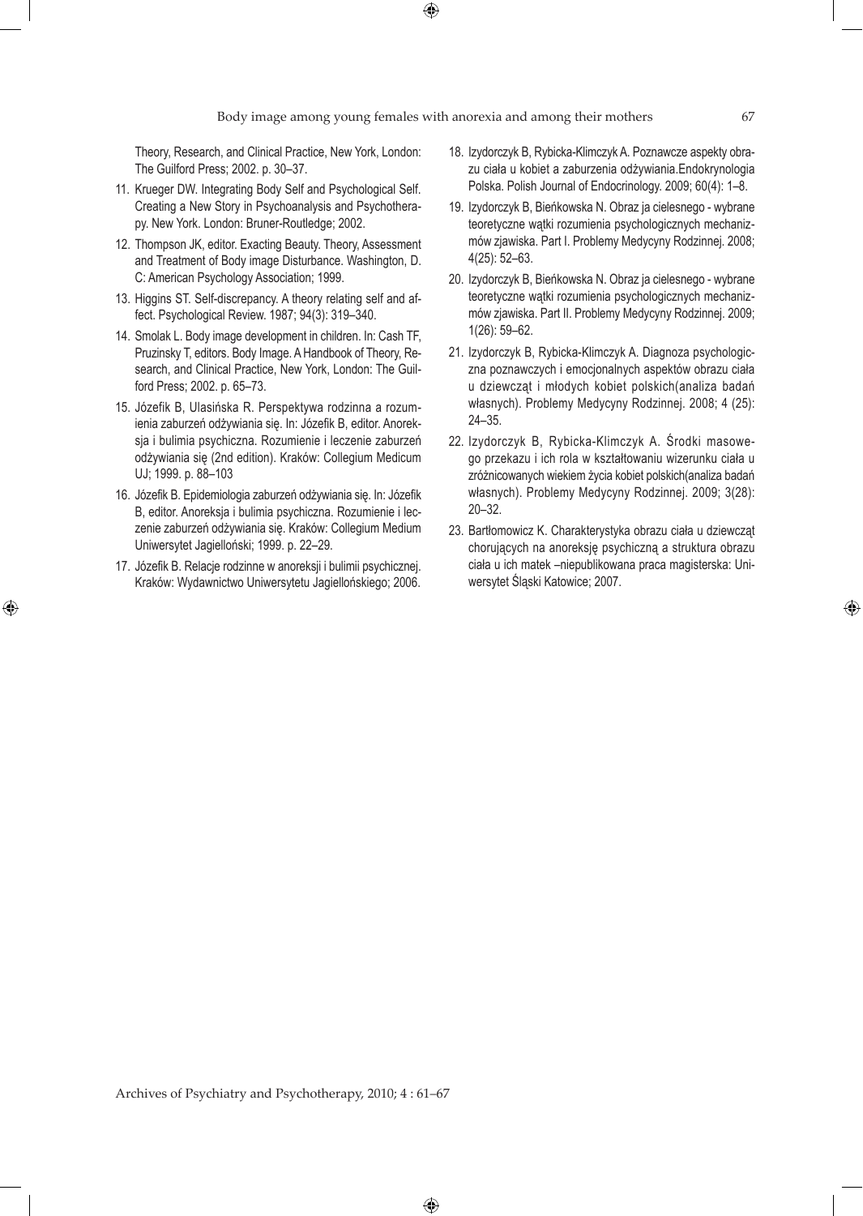Theory, Research, and Clinical Practice, New York, London: The Guilford Press; 2002. p. 30–37.

11. Krueger DW. Integrating Body Self and Psychological Self. Creating a New Story in Psychoanalysis and Psychotherapy. New York. London: Bruner-Routledge; 2002.
12. Thompson JK, editor. Exacting Beauty. Theory, Assessment and Treatment of Body image Disturbance. Washington, D. C: American Psychology Association; 1999.
13. Higgins ST. Self-discrepancy. A theory relating self and affect. Psychological Review. 1987; 94(3): 319–340.
14. Smolak L. Body image development in children. In: Cash TF, Pruzinsky T, editors. Body Image. A Handbook of Theory, Research, and Clinical Practice, New York, London: The Guilford Press; 2002. p. 65–73.
15. Józefik B, Ulasińska R. Perspektywa rodzinna a rozumienia zaburzeń odżywiania się. In: Józefik B, editor. Anoreksja i bulimia psychiczna. Rozumienie i leczenie zaburzeń odżywiania się (2nd edition). Kraków: Collegium Medicum UJ; 1999. p. 88–103
16. Józefik B. Epidemiologia zaburzeń odżywiania się. In: Józefik B, editor. Anoreksja i bulimia psychiczna. Rozumienie i leczenie zaburzeń odżywiania się. Kraków: Collegium Medium Uniwersytet Jagielloński; 1999. p. 22–29.
17. Józefik B. Relacje rodzinne w anoreksji i bulimii psychicznej. Kraków: Wydawnictwo Uniwersytetu Jagiellońskiego; 2006.
18. Izydorczyk B, Rybicka-Klimczyk A. Poznawcze aspekty obrazu ciała u kobiet a zaburzenia odżywiania.Endokrynologia Polska. Polish Journal of Endocrinology. 2009; 60(4): 1–8.
19. Izydorczyk B, Bieńkowska N. Obraz ja cielesnego - wybrane teoretyczne wątki rozumienia psychologicznych mechanizmów zjawiska. Part I. Problemy Medycyny Rodzinnej. 2008; 4(25): 52–63.
20. Izydorczyk B, Bieńkowska N. Obraz ja cielesnego - wybrane teoretyczne wątki rozumienia psychologicznych mechanizmów zjawiska. Part II. Problemy Medycyny Rodzinnej. 2009; 1(26): 59–62.
21. Izydorczyk B, Rybicka-Klimczyk A. Diagnoza psychologiczna poznawczych i emocjonalnych aspektów obrazu ciała u dziewcząt i młodych kobiet polskich(analiza badań własnych). Problemy Medycyny Rodzinnej. 2008; 4 (25): 24–35.
22. Izydorczyk B, Rybicka-Klimczyk A. Środki masowego przekazu i ich rola w kształtowaniu wizerunku ciała u zróżnicowanych wiekiem życia kobiet polskich(analiza badań własnych). Problemy Medycyny Rodzinnej. 2009; 3(28): 20–32.
23. Bartłomowicz K. Charakterystyka obrazu ciała u dziewcząt chorujących na anoreksję psychiczną a struktura obrazu ciała u ich matek –niepublikowana praca magisterska: Uniwersytet Śląski Katowice; 2007.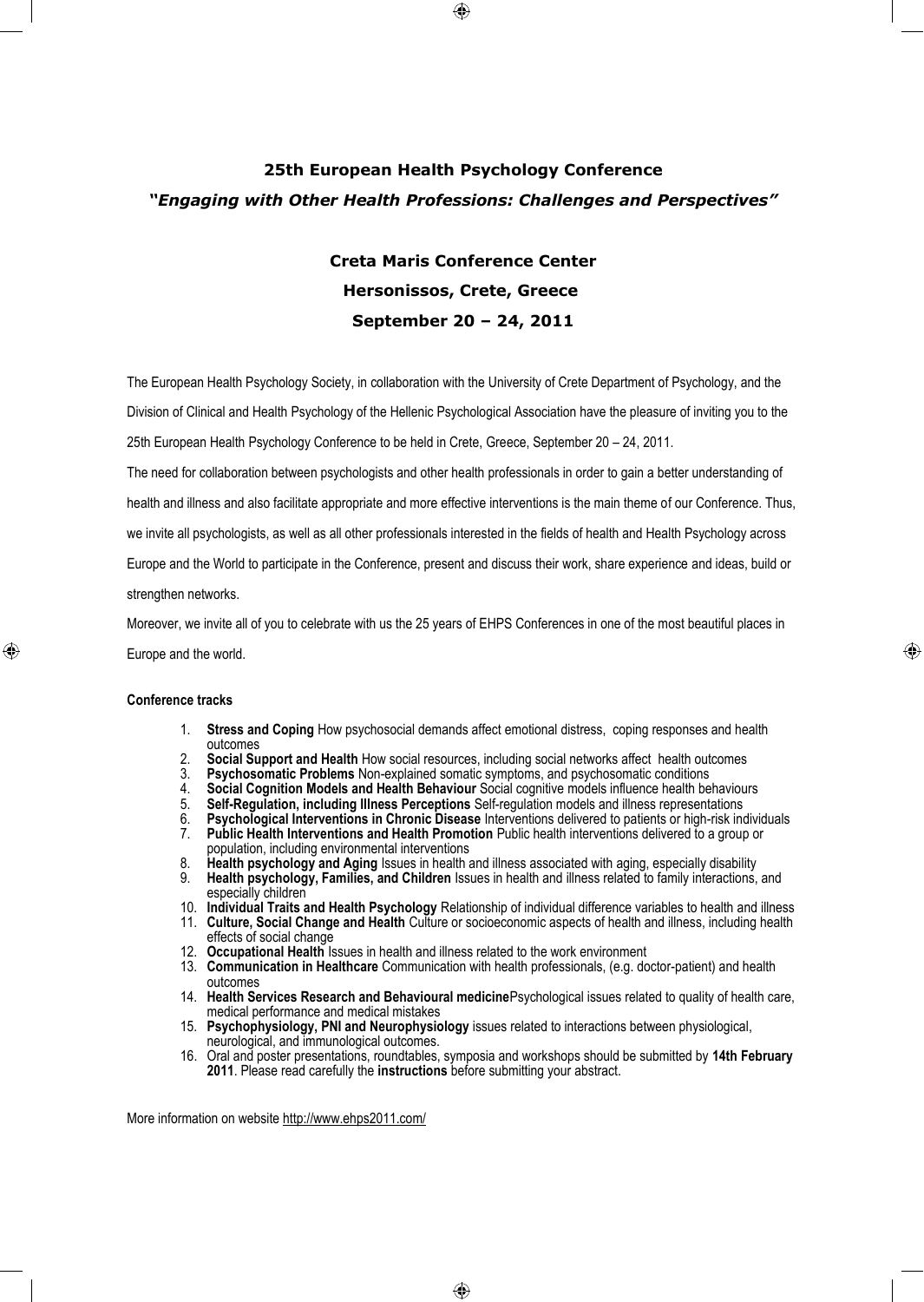# 25th European Health Psychology Conference

## *"Engaging with Other Health Professions: Challenges and Perspectives"*

### Creta Maris Conference Center

### Hersonissos, Crete, Greece

### September 20 – 24, 2011

The European Health Psychology Society, in collaboration with the University of Crete Department of Psychology, and the Division of Clinical and Health Psychology of the Hellenic Psychological Association have the pleasure of inviting you to the 25th European Health Psychology Conference to be held in Crete, Greece, September 20 – 24, 2011.

The need for collaboration between psychologists and other health professionals in order to gain a better understanding of health and illness and also facilitate appropriate and more effective interventions is the main theme of our Conference. Thus, we invite all psychologists, as well as all other professionals interested in the fields of health and Health Psychology across Europe and the World to participate in the Conference, present and discuss their work, share experience and ideas, build or strengthen networks.

Moreover, we invite all of you to celebrate with us the 25 years of EHPS Conferences in one of the most beautiful places in Europe and the world.

**Conference tracks**

1. **Stress and Coping** How psychosocial demands affect emotional distress, coping responses and health outcomes
2. **Social Support and Health** How social resources, including social networks affect health outcomes
3. **Psychosomatic Problems** Non-explained somatic symptoms, and psychosomatic conditions
4. **Social Cognition Models and Health Behaviour** Social cognitive models influence health behaviours
5. **Self-Regulation, including Illness Perceptions** Self-regulation models and illness representations
6. **Psychological Interventions in Chronic Disease** Interventions delivered to patients or high-risk individuals
7. **Public Health Interventions and Health Promotion** Public health interventions delivered to a group or population, including environmental interventions
8. **Health psychology and Aging** Issues in health and illness associated with aging, especially disability
9. **Health psychology, Families, and Children** Issues in health and illness related to family interactions, and especially children
10. **Individual Traits and Health Psychology** Relationship of individual difference variables to health and illness
11. **Culture, Social Change and Health** Culture or socioeconomic aspects of health and illness, including health effects of social change
12. **Occupational Health** Issues in health and illness related to the work environment
13. **Communication in Healthcare** Communication with health professionals, (e.g. doctor-patient) and health outcomes
14. **Health Services Research and Behavioural medicine**Psychological issues related to quality of health care, medical performance and medical mistakes
15. **Psychophysiology, PNI and Neurophysiology** issues related to interactions between physiological, neurological, and immunological outcomes.
16. Oral and poster presentations, roundtables, symposia and workshops should be submitted by **14th February 2011**. Please read carefully the **instructions** before submitting your abstract.

More information on website http://www.ehps2011.com/